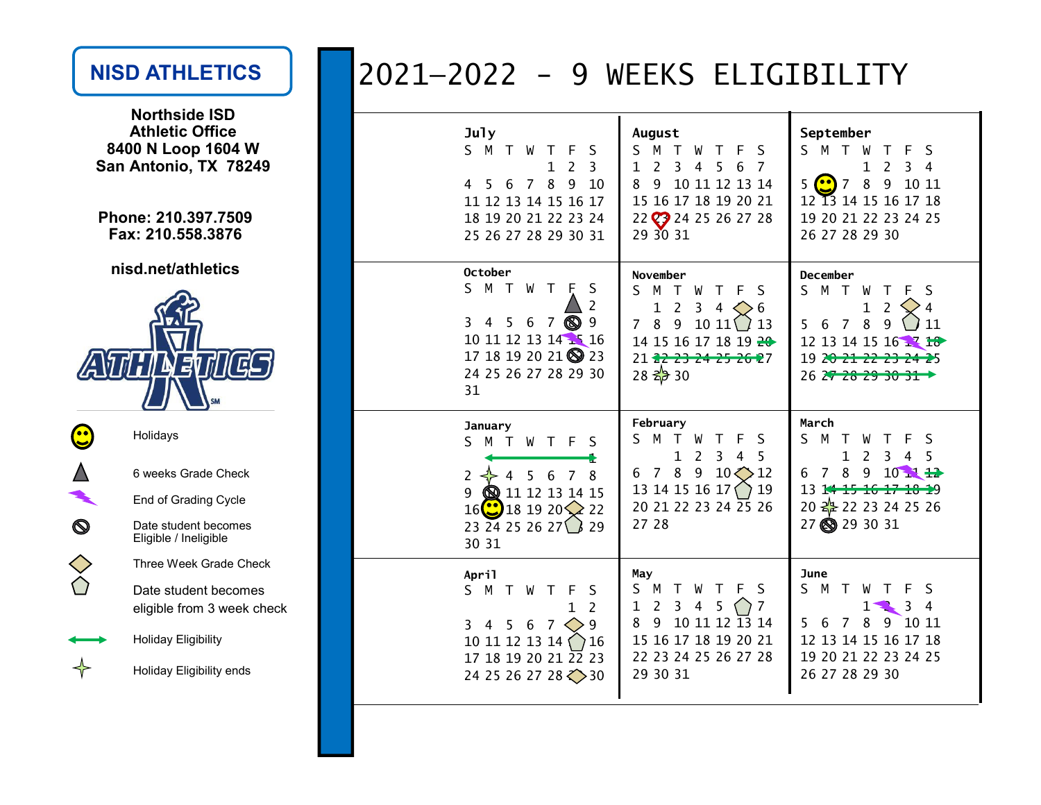# NISD ATHLETICS

**Northside ISD**
**Athletic Office**
**8400 N Loop 1604 W**
**San Antonio, TX 78249**

**Phone: 210.397.7509**
**Fax: 210.558.3876**

**nisd.net/athletics**

ATHLETICS

| Symbol | Meaning |
|---|---|
| Smiley face | Holidays |
| Triangle | 6 weeks Grade Check |
| Lightning bolt | End of Grading Cycle |
| Circle with slash | Date student becomes Eligible / Ineligible |
| Diamond | Three Week Grade Check |
| Pentagon | Date student becomes eligible from 3 week check |
| Green arrow | Holiday Eligibility |
| Star | Holiday Eligibility ends |

# 2021–2022 - 9 WEEKS ELIGIBILITY

## July

| S | M | T | W | T | F | S |
|---|---|---|---|---|---|---|
| | | | | 1 | 2 | 3 |
| 4 | 5 | 6 | 7 | 8 | 9 | 10 |
| 11 | 12 | 13 | 14 | 15 | 16 | 17 |
| 18 | 19 | 20 | 21 | 22 | 23 | 24 |
| 25 | 26 | 27 | 28 | 29 | 30 | 31 |

## August

| S | M | T | W | T | F | S |
|---|---|---|---|---|---|---|
| 1 | 2 | 3 | 4 | 5 | 6 | 7 |
| 8 | 9 | 10 | 11 | 12 | 13 | 14 |
| 15 | 16 | 17 | 18 | 19 | 20 | 21 |
| 22 | 23 (heart) | 24 | 25 | 26 | 27 | 28 |
| 29 | 30 | 31 | | | | |

## September

| S | M | T | W | T | F | S |
|---|---|---|---|---|---|---|
| | | | 1 | 2 | 3 | 4 |
| 5 | 6 (Holiday) | 7 | 8 | 9 | 10 | 11 |
| 12 | 13 | 14 | 15 | 16 | 17 | 18 |
| 19 | 20 | 21 | 22 | 23 | 24 | 25 |
| 26 | 27 | 28 | 29 | 30 | | |

## October

| S | M | T | W | T | F | S |
|---|---|---|---|---|---|---|
| | | | | | 1 (6 weeks Grade Check) | 2 |
| 3 | 4 | 5 | 6 | 7 | 8 (Eligible / Ineligible) | 9 |
| 10 | 11 | 12 | 13 | 14 | 15 (End of Grading Cycle) | 16 |
| 17 | 18 | 19 | 20 | 21 | 22 (Eligible / Ineligible) | 23 |
| 24 | 25 | 26 | 27 | 28 | 29 | 30 |
| 31 | | | | | | |

## November

| S | M | T | W | T | F | S |
|---|---|---|---|---|---|---|
| | 1 | 2 | 3 | 4 | 5 (Three Week Grade Check) | 6 |
| 7 | 8 | 9 | 10 | 11 | 12 (Eligible from 3 week check) | 13 |
| 14 | 15 | 16 | 17 | 18 | 19 | 20 (Holiday Eligibility) |
| 21 | 22 (Holiday Eligibility) | 23 (Holiday Eligibility) | 24 (Holiday Eligibility) | 25 (Holiday Eligibility) | 26 (Holiday Eligibility) | 27 (Holiday Eligibility) |
| 28 | 29 (Holiday Eligibility ends) | 30 | | | | |

## December

| S | M | T | W | T | F | S |
|---|---|---|---|---|---|---|
| | | | 1 | 2 | 3 (Three Week Grade Check) | 4 |
| 5 | 6 | 7 | 8 | 9 | 10 (Eligible from 3 week check) | 11 |
| 12 | 13 | 14 | 15 | 16 | 17 (End of Grading Cycle) | 18 (Holiday Eligibility) |
| 19 | 20 (Holiday Eligibility) | 21 (Holiday Eligibility) | 22 (Holiday Eligibility) | 23 (Holiday Eligibility) | 24 (Holiday Eligibility) | 25 (Holiday Eligibility) |
| 26 | 27 (Holiday Eligibility) | 28 (Holiday Eligibility) | 29 (Holiday Eligibility) | 30 (Holiday Eligibility) | 31 (Holiday Eligibility) | |

## January

| S | M | T | W | T | F | S |
|---|---|---|---|---|---|---|
| | | | | | | 1 (Holiday Eligibility) |
| 2 | 3 (Holiday Eligibility ends) | 4 | 5 | 6 | 7 | 8 |
| 9 | 10 (Eligible / Ineligible) | 11 | 12 | 13 | 14 | 15 |
| 16 | 17 (Holiday) | 18 | 19 | 20 | 21 (Three Week Grade Check) | 22 |
| 23 | 24 | 25 | 26 | 27 | 28 (Eligible from 3 week check) | 29 |
| 30 | 31 | | | | | |

## February

| S | M | T | W | T | F | S |
|---|---|---|---|---|---|---|
| | | 1 | 2 | 3 | 4 | 5 |
| 6 | 7 | 8 | 9 | 10 | 11 (Three Week Grade Check) | 12 |
| 13 | 14 | 15 | 16 | 17 | 18 (Eligible from 3 week check) | 19 |
| 20 | 21 | 22 | 23 | 24 | 25 | 26 |
| 27 | 28 | | | | | |

## March

| S | M | T | W | T | F | S |
|---|---|---|---|---|---|---|
| | | 1 | 2 | 3 | 4 | 5 |
| 6 | 7 | 8 | 9 | 10 | 11 (End of Grading Cycle) | 12 (Holiday Eligibility) |
| 13 | 14 (Holiday Eligibility) | 15 (Holiday Eligibility) | 16 (Holiday Eligibility) | 17 (Holiday Eligibility) | 18 (Holiday Eligibility) | 19 (Holiday Eligibility) |
| 20 | 21 (Holiday Eligibility ends) | 22 | 23 | 24 | 25 | 26 |
| 27 | 28 (Eligible / Ineligible) | 29 | 30 | 31 | | |

## April

| S | M | T | W | T | F | S |
|---|---|---|---|---|---|---|
| | | | | | 1 | 2 |
| 3 | 4 | 5 | 6 | 7 | 8 (Three Week Grade Check) | 9 |
| 10 | 11 | 12 | 13 | 14 | 15 (Eligible from 3 week check) | 16 |
| 17 | 18 | 19 | 20 | 21 | 22 | 23 |
| 24 | 25 | 26 | 27 | 28 | 29 (Three Week Grade Check) | 30 |

## May

| S | M | T | W | T | F | S |
|---|---|---|---|---|---|---|
| 1 | 2 | 3 | 4 | 5 | 6 (Eligible from 3 week check) | 7 |
| 8 | 9 | 10 | 11 | 12 | 13 | 14 |
| 15 | 16 | 17 | 18 | 19 | 20 | 21 |
| 22 | 23 | 24 | 25 | 26 | 27 | 28 |
| 29 | 30 | 31 | | | | |

## June

| S | M | T | W | T | F | S |
|---|---|---|---|---|---|---|
| | | | 1 | 2 (End of Grading Cycle) | 3 | 4 |
| 5 | 6 | 7 | 8 | 9 | 10 | 11 |
| 12 | 13 | 14 | 15 | 16 | 17 | 18 |
| 19 | 20 | 21 | 22 | 23 | 24 | 25 |
| 26 | 27 | 28 | 29 | 30 | | |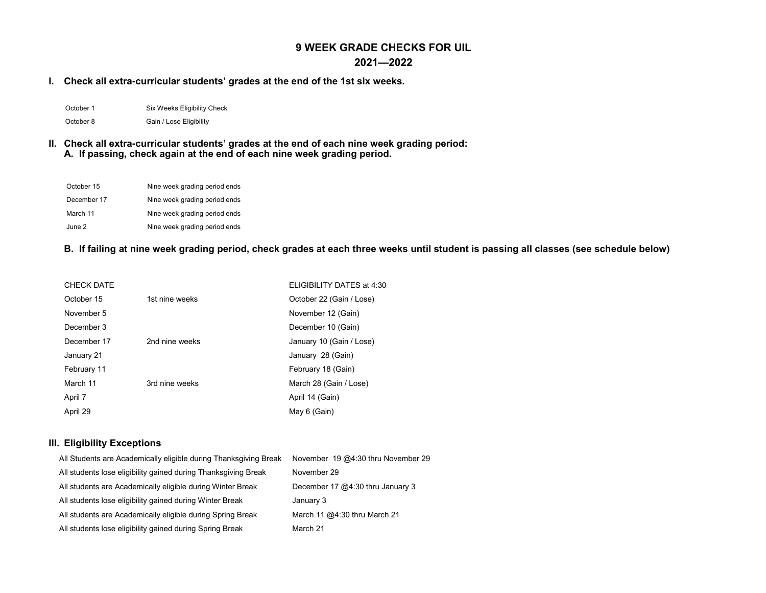# 9 WEEK GRADE CHECKS FOR UIL
# 2021—2022

## I. Check all extra-curricular students' grades at the end of the 1st six weeks.

| | |
|---|---|
| October 1 | Six Weeks Eligibility Check |
| October 8 | Gain / Lose Eligibility |

## II. Check all extra-curricular students' grades at the end of each nine week grading period:

### A. If passing, check again at the end of each nine week grading period.

| | |
|---|---|
| October 15 | Nine week grading period ends |
| December 17 | Nine week grading period ends |
| March 11 | Nine week grading period ends |
| June 2 | Nine week grading period ends |

### B. If failing at nine week grading period, check grades at each three weeks until student is passing all classes (see schedule below)

| CHECK DATE | | ELIGIBILITY DATES at 4:30 |
|---|---|---|
| October 15 | 1st nine weeks | October 22 (Gain / Lose) |
| November 5 | | November 12 (Gain) |
| December 3 | | December 10 (Gain) |
| December 17 | 2nd nine weeks | January 10 (Gain / Lose) |
| January 21 | | January 28 (Gain) |
| February 11 | | February 18 (Gain) |
| March 11 | 3rd nine weeks | March 28 (Gain / Lose) |
| April 7 | | April 14 (Gain) |
| April 29 | | May 6 (Gain) |

## III. Eligibility Exceptions

| | |
|---|---|
| All Students are Academically eligible during Thanksgiving Break | November 19 @4:30 thru November 29 |
| All students lose eligibility gained during Thanksgiving Break | November 29 |
| All students are Academically eligible during Winter Break | December 17 @4:30 thru January 3 |
| All students lose eligibility gained during Winter Break | January 3 |
| All students are Academically eligible during Spring Break | March 11 @4:30 thru March 21 |
| All students lose eligibility gained during Spring Break | March 21 |